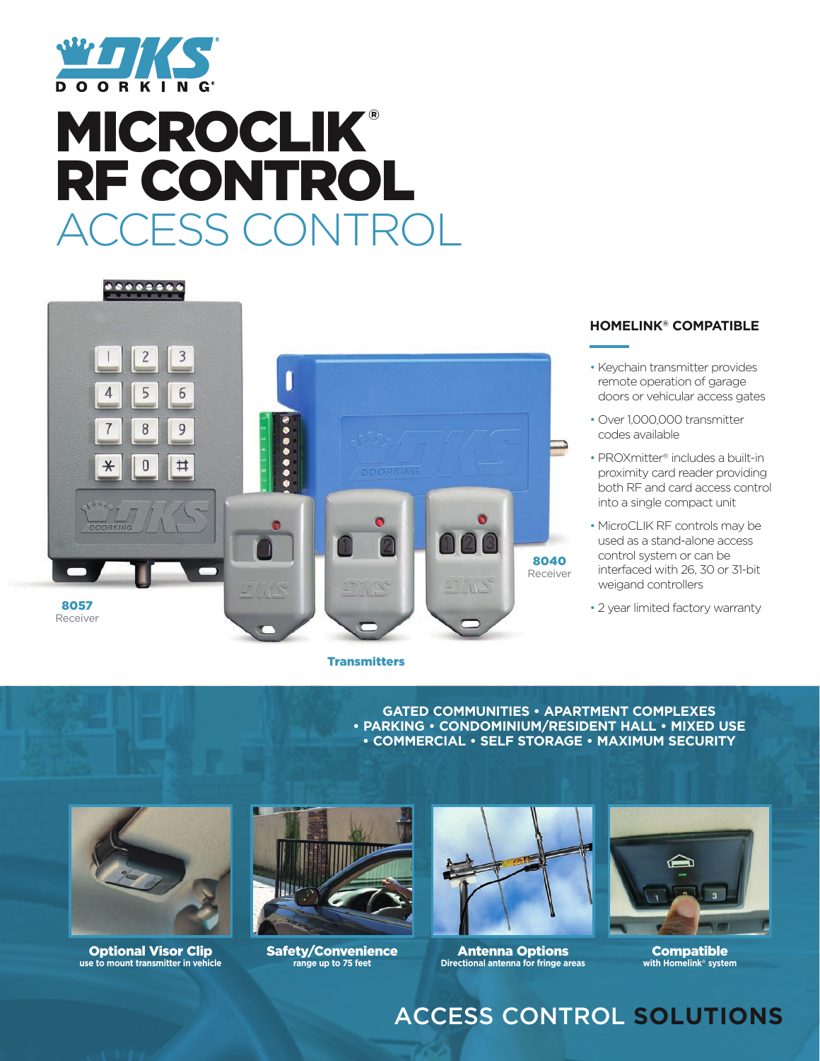DKS DOORKING®

# MICROCLIK® RF CONTROL
## ACCESS CONTROL

8057
Receiver

8040
Receiver

Transmitters

### HOMELINK® COMPATIBLE

- Keychain transmitter provides remote operation of garage doors or vehicular access gates
- Over 1,000,000 transmitter codes available
- PROXmitter® includes a built-in proximity card reader providing both RF and card access control into a single compact unit
- MicroCLIK RF controls may be used as a stand-alone access control system or can be interfaced with 26, 30 or 31-bit weigand controllers
- 2 year limited factory warranty

**GATED COMMUNITIES • APARTMENT COMPLEXES • PARKING • CONDOMINIUM/RESIDENT HALL • MIXED USE • COMMERCIAL • SELF STORAGE • MAXIMUM SECURITY**

**Optional Visor Clip**
use to mount transmitter in vehicle

**Safety/Convenience**
range up to 75 feet

**Antenna Options**
Directional antenna for fringe areas

**Compatible**
with Homelink® system

## ACCESS CONTROL **SOLUTIONS**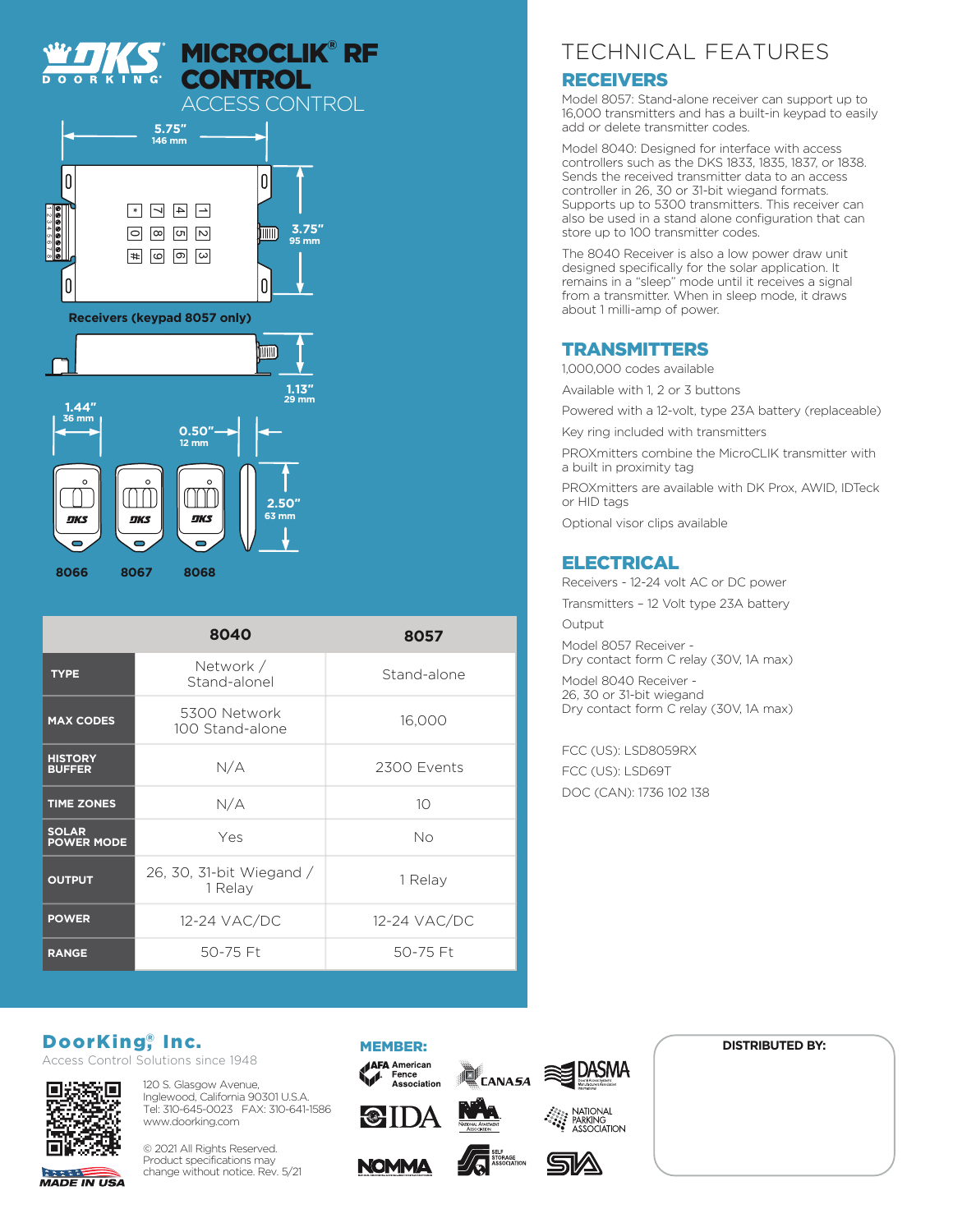# MICROCLIK® RF CONTROL

ACCESS CONTROL

5.75"
146 mm

3.75"
95 mm

Receivers (keypad 8057 only)

1.13"
29 mm

1.44"
36 mm

0.50"
12 mm

2.50"
63 mm

8066 8067 8068

| | 8040 | 8057 |
|---|---|---|
| TYPE | Network / Stand-alonel | Stand-alone |
| MAX CODES | 5300 Network<br>100 Stand-alone | 16,000 |
| HISTORY BUFFER | N/A | 2300 Events |
| TIME ZONES | N/A | 10 |
| SOLAR POWER MODE | Yes | No |
| OUTPUT | 26, 30, 31-bit Wiegand / 1 Relay | 1 Relay |
| POWER | 12-24 VAC/DC | 12-24 VAC/DC |
| RANGE | 50-75 Ft | 50-75 Ft |

# TECHNICAL FEATURES

## RECEIVERS

Model 8057: Stand-alone receiver can support up to 16,000 transmitters and has a built-in keypad to easily add or delete transmitter codes.

Model 8040: Designed for interface with access controllers such as the DKS 1833, 1835, 1837, or 1838. Sends the received transmitter data to an access controller in 26, 30 or 31-bit wiegand formats. Supports up to 5300 transmitters. This receiver can also be used in a stand alone configuration that can store up to 100 transmitter codes.

The 8040 Receiver is also a low power draw unit designed specifically for the solar application. It remains in a "sleep" mode until it receives a signal from a transmitter. When in sleep mode, it draws about 1 milli-amp of power.

## TRANSMITTERS

1,000,000 codes available

Available with 1, 2 or 3 buttons

Powered with a 12-volt, type 23A battery (replaceable)

Key ring included with transmitters

PROXmitters combine the MicroCLIK transmitter with a built in proximity tag

PROXmitters are available with DK Prox, AWID, IDTeck or HID tags

Optional visor clips available

## ELECTRICAL

Receivers - 12-24 volt AC or DC power

Transmitters – 12 Volt type 23A battery

Output

Model 8057 Receiver -
Dry contact form C relay (30V, 1A max)

Model 8040 Receiver -
26, 30 or 31-bit wiegand
Dry contact form C relay (30V, 1A max)

FCC (US): LSD8059RX

FCC (US): LSD69T

DOC (CAN): 1736 102 138

**DoorKing®, Inc.**
Access Control Solutions since 1948

120 S. Glasgow Avenue,
Inglewood, California 90301 U.S.A.
Tel: 310-645-0023 FAX: 310-641-1586
www.doorking.com

© 2021 All Rights Reserved.
Product specifications may change without notice. Rev. 5/21

MADE IN USA

**MEMBER:**

**DISTRIBUTED BY:**